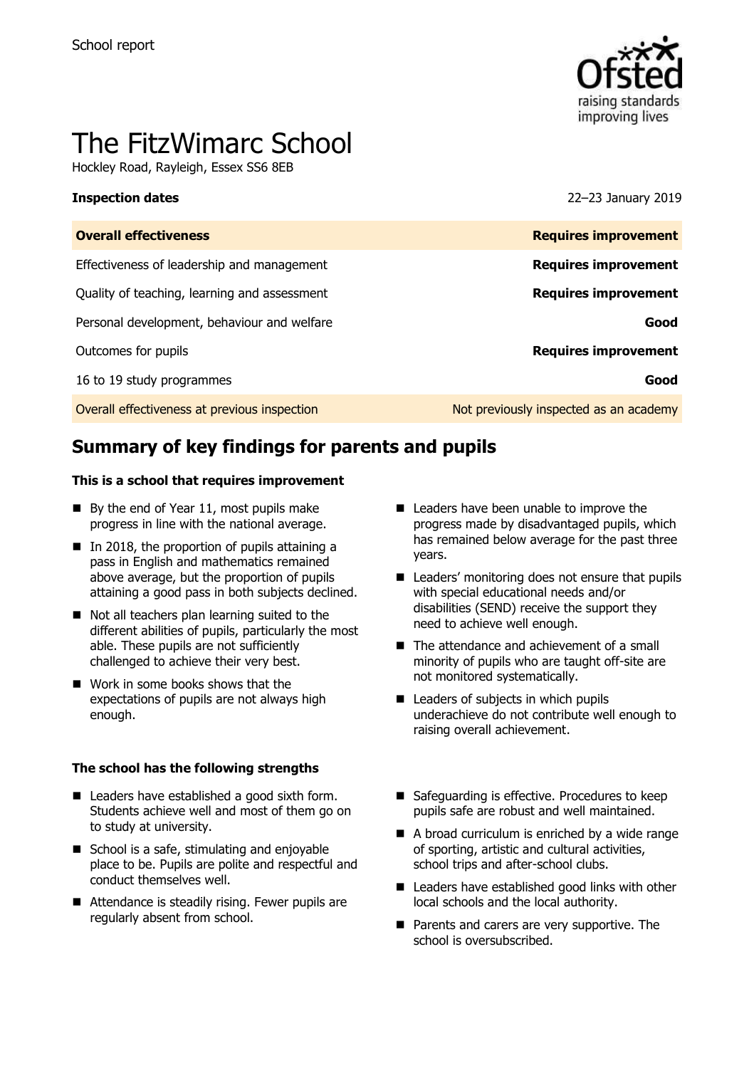School report

# The FitzWimarc School

Hockley Road, Rayleigh, Essex SS6 8EB

| **Inspection dates** | 22–23 January 2019 |
| --- | --- |
| **Overall effectiveness** | **Requires improvement** |
| Effectiveness of leadership and management | **Requires improvement** |
| Quality of teaching, learning and assessment | **Requires improvement** |
| Personal development, behaviour and welfare | **Good** |
| Outcomes for pupils | **Requires improvement** |
| 16 to 19 study programmes | **Good** |
| Overall effectiveness at previous inspection | Not previously inspected as an academy |

## Summary of key findings for parents and pupils

**This is a school that requires improvement**

- By the end of Year 11, most pupils make progress in line with the national average.
- In 2018, the proportion of pupils attaining a pass in English and mathematics remained above average, but the proportion of pupils attaining a good pass in both subjects declined.
- Not all teachers plan learning suited to the different abilities of pupils, particularly the most able. These pupils are not sufficiently challenged to achieve their very best.
- Work in some books shows that the expectations of pupils are not always high enough.
- Leaders have been unable to improve the progress made by disadvantaged pupils, which has remained below average for the past three years.
- Leaders' monitoring does not ensure that pupils with special educational needs and/or disabilities (SEND) receive the support they need to achieve well enough.
- The attendance and achievement of a small minority of pupils who are taught off-site are not monitored systematically.
- Leaders of subjects in which pupils underachieve do not contribute well enough to raising overall achievement.

**The school has the following strengths**

- Leaders have established a good sixth form. Students achieve well and most of them go on to study at university.
- School is a safe, stimulating and enjoyable place to be. Pupils are polite and respectful and conduct themselves well.
- Attendance is steadily rising. Fewer pupils are regularly absent from school.
- Safeguarding is effective. Procedures to keep pupils safe are robust and well maintained.
- A broad curriculum is enriched by a wide range of sporting, artistic and cultural activities, school trips and after-school clubs.
- Leaders have established good links with other local schools and the local authority.
- Parents and carers are very supportive. The school is oversubscribed.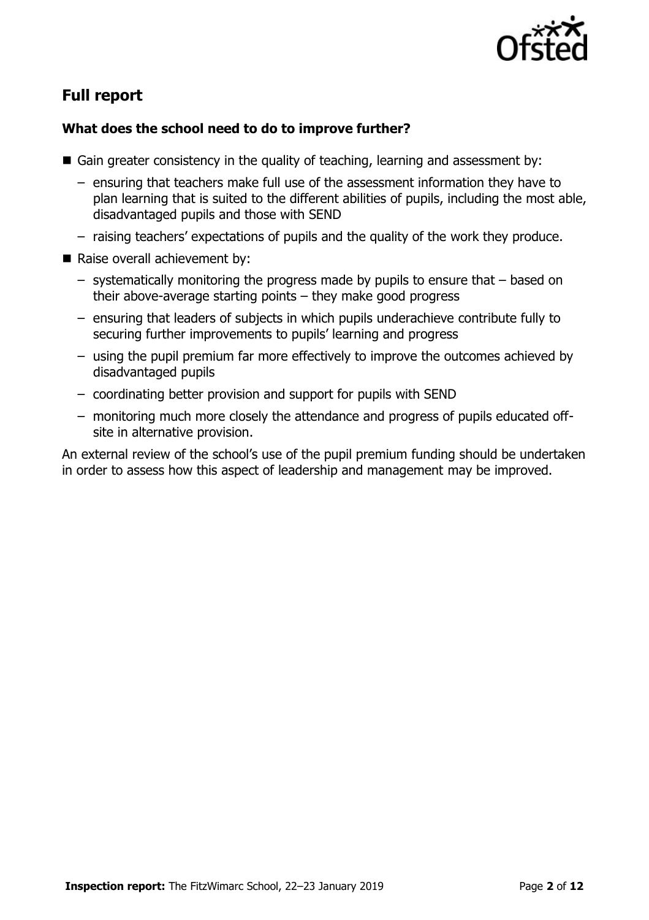## Full report

### What does the school need to do to improve further?

- Gain greater consistency in the quality of teaching, learning and assessment by:
  - ensuring that teachers make full use of the assessment information they have to plan learning that is suited to the different abilities of pupils, including the most able, disadvantaged pupils and those with SEND
  - raising teachers' expectations of pupils and the quality of the work they produce.
- Raise overall achievement by:
  - systematically monitoring the progress made by pupils to ensure that – based on their above-average starting points – they make good progress
  - ensuring that leaders of subjects in which pupils underachieve contribute fully to securing further improvements to pupils' learning and progress
  - using the pupil premium far more effectively to improve the outcomes achieved by disadvantaged pupils
  - coordinating better provision and support for pupils with SEND
  - monitoring much more closely the attendance and progress of pupils educated off-site in alternative provision.

An external review of the school's use of the pupil premium funding should be undertaken in order to assess how this aspect of leadership and management may be improved.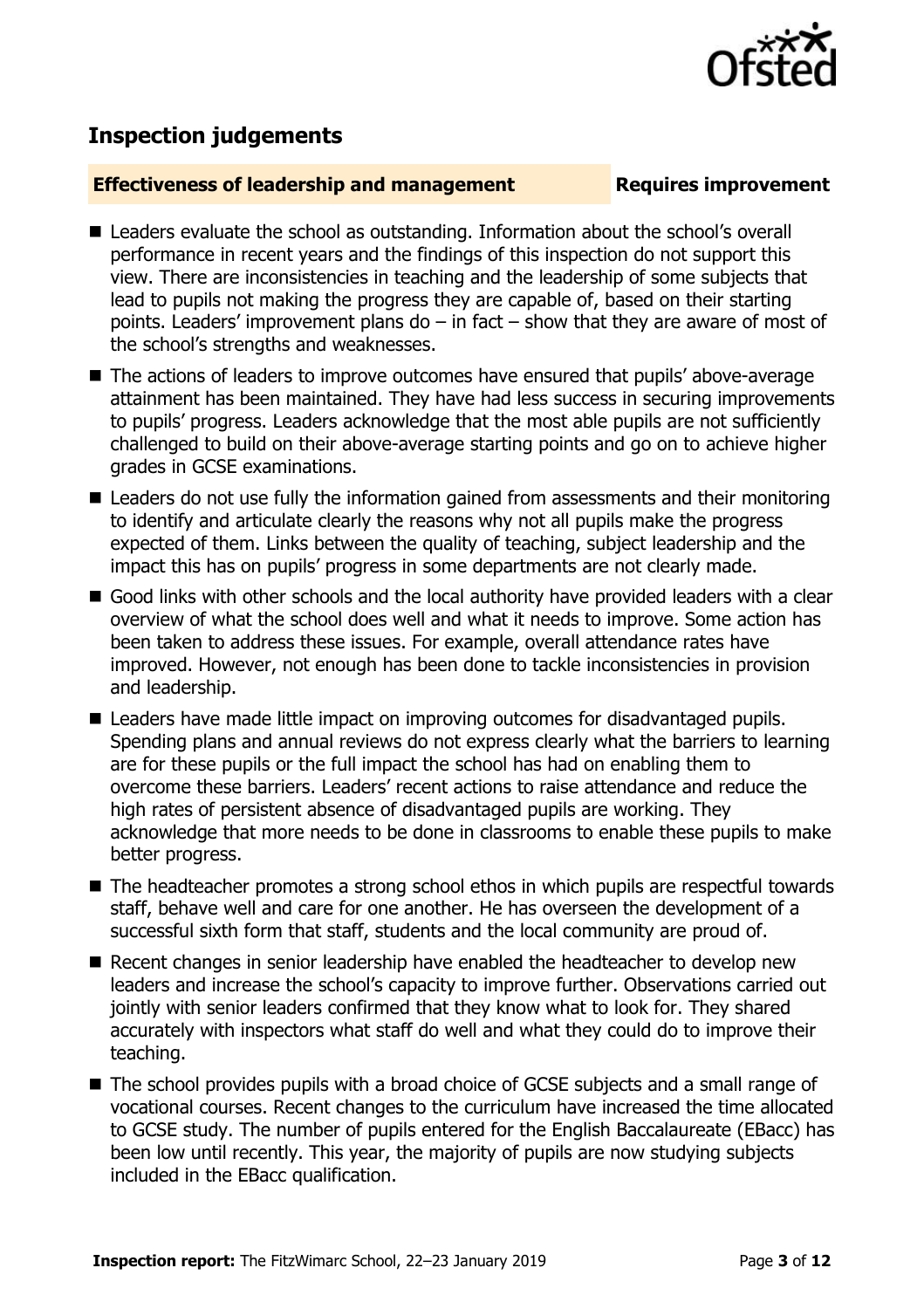## Inspection judgements

**Effectiveness of leadership and management** **Requires improvement**

- Leaders evaluate the school as outstanding. Information about the school's overall performance in recent years and the findings of this inspection do not support this view. There are inconsistencies in teaching and the leadership of some subjects that lead to pupils not making the progress they are capable of, based on their starting points. Leaders' improvement plans do – in fact – show that they are aware of most of the school's strengths and weaknesses.
- The actions of leaders to improve outcomes have ensured that pupils' above-average attainment has been maintained. They have had less success in securing improvements to pupils' progress. Leaders acknowledge that the most able pupils are not sufficiently challenged to build on their above-average starting points and go on to achieve higher grades in GCSE examinations.
- Leaders do not use fully the information gained from assessments and their monitoring to identify and articulate clearly the reasons why not all pupils make the progress expected of them. Links between the quality of teaching, subject leadership and the impact this has on pupils' progress in some departments are not clearly made.
- Good links with other schools and the local authority have provided leaders with a clear overview of what the school does well and what it needs to improve. Some action has been taken to address these issues. For example, overall attendance rates have improved. However, not enough has been done to tackle inconsistencies in provision and leadership.
- Leaders have made little impact on improving outcomes for disadvantaged pupils. Spending plans and annual reviews do not express clearly what the barriers to learning are for these pupils or the full impact the school has had on enabling them to overcome these barriers. Leaders' recent actions to raise attendance and reduce the high rates of persistent absence of disadvantaged pupils are working. They acknowledge that more needs to be done in classrooms to enable these pupils to make better progress.
- The headteacher promotes a strong school ethos in which pupils are respectful towards staff, behave well and care for one another. He has overseen the development of a successful sixth form that staff, students and the local community are proud of.
- Recent changes in senior leadership have enabled the headteacher to develop new leaders and increase the school's capacity to improve further. Observations carried out jointly with senior leaders confirmed that they know what to look for. They shared accurately with inspectors what staff do well and what they could do to improve their teaching.
- The school provides pupils with a broad choice of GCSE subjects and a small range of vocational courses. Recent changes to the curriculum have increased the time allocated to GCSE study. The number of pupils entered for the English Baccalaureate (EBacc) has been low until recently. This year, the majority of pupils are now studying subjects included in the EBacc qualification.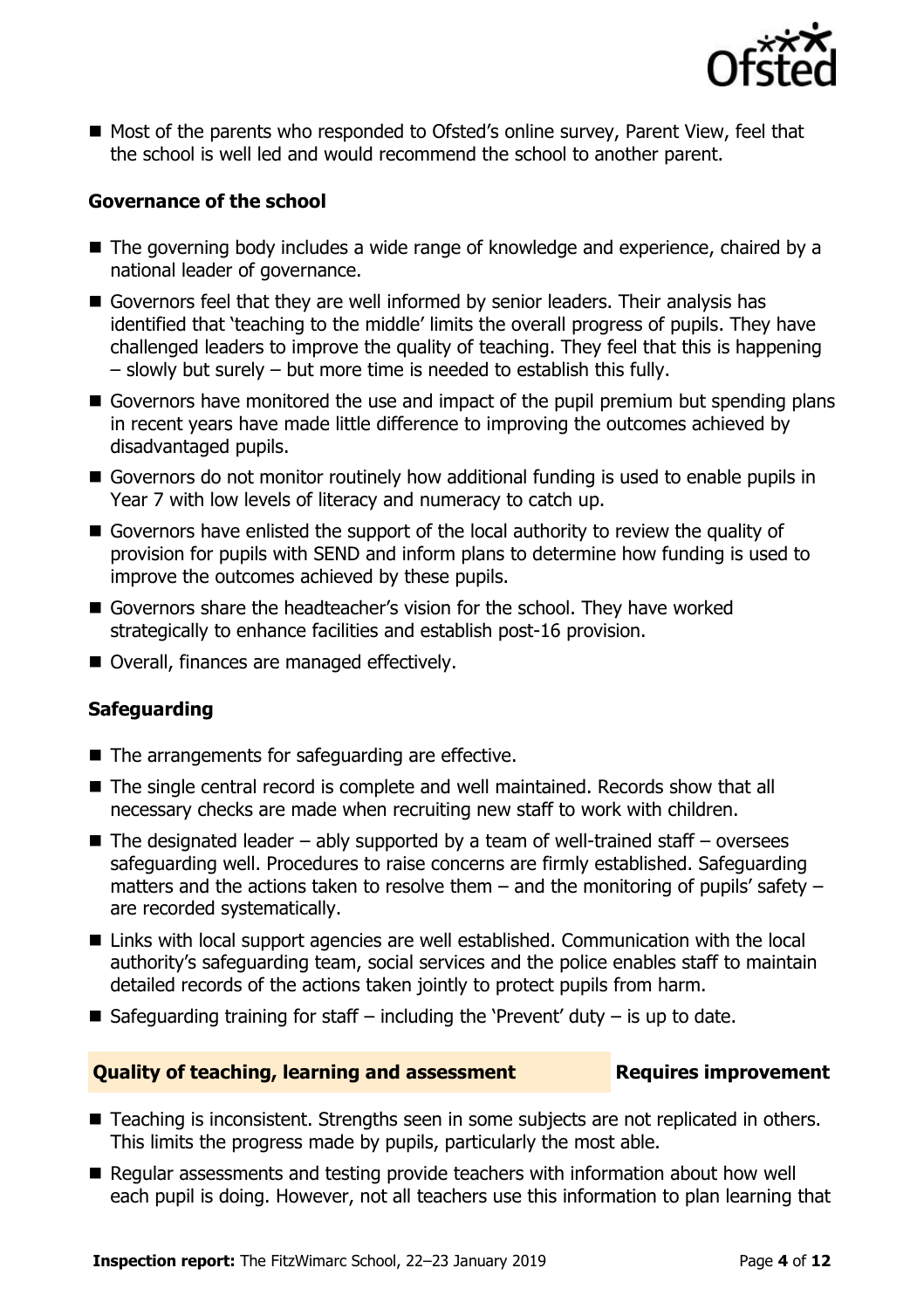- Most of the parents who responded to Ofsted's online survey, Parent View, feel that the school is well led and would recommend the school to another parent.

### Governance of the school

- The governing body includes a wide range of knowledge and experience, chaired by a national leader of governance.
- Governors feel that they are well informed by senior leaders. Their analysis has identified that 'teaching to the middle' limits the overall progress of pupils. They have challenged leaders to improve the quality of teaching. They feel that this is happening – slowly but surely – but more time is needed to establish this fully.
- Governors have monitored the use and impact of the pupil premium but spending plans in recent years have made little difference to improving the outcomes achieved by disadvantaged pupils.
- Governors do not monitor routinely how additional funding is used to enable pupils in Year 7 with low levels of literacy and numeracy to catch up.
- Governors have enlisted the support of the local authority to review the quality of provision for pupils with SEND and inform plans to determine how funding is used to improve the outcomes achieved by these pupils.
- Governors share the headteacher's vision for the school. They have worked strategically to enhance facilities and establish post-16 provision.
- Overall, finances are managed effectively.

### Safeguarding

- The arrangements for safeguarding are effective.
- The single central record is complete and well maintained. Records show that all necessary checks are made when recruiting new staff to work with children.
- The designated leader – ably supported by a team of well-trained staff – oversees safeguarding well. Procedures to raise concerns are firmly established. Safeguarding matters and the actions taken to resolve them – and the monitoring of pupils' safety – are recorded systematically.
- Links with local support agencies are well established. Communication with the local authority's safeguarding team, social services and the police enables staff to maintain detailed records of the actions taken jointly to protect pupils from harm.
- Safeguarding training for staff – including the 'Prevent' duty – is up to date.

## Quality of teaching, learning and assessment — Requires improvement

- Teaching is inconsistent. Strengths seen in some subjects are not replicated in others. This limits the progress made by pupils, particularly the most able.
- Regular assessments and testing provide teachers with information about how well each pupil is doing. However, not all teachers use this information to plan learning that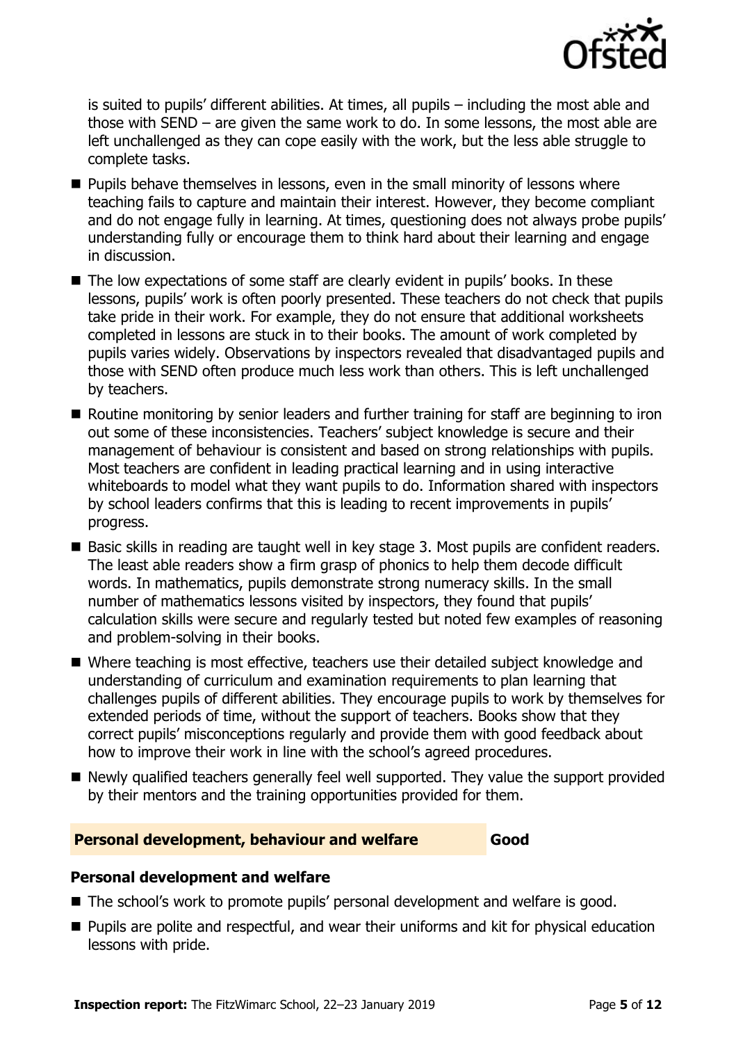is suited to pupils' different abilities. At times, all pupils – including the most able and those with SEND – are given the same work to do. In some lessons, the most able are left unchallenged as they can cope easily with the work, but the less able struggle to complete tasks.

- Pupils behave themselves in lessons, even in the small minority of lessons where teaching fails to capture and maintain their interest. However, they become compliant and do not engage fully in learning. At times, questioning does not always probe pupils' understanding fully or encourage them to think hard about their learning and engage in discussion.
- The low expectations of some staff are clearly evident in pupils' books. In these lessons, pupils' work is often poorly presented. These teachers do not check that pupils take pride in their work. For example, they do not ensure that additional worksheets completed in lessons are stuck in to their books. The amount of work completed by pupils varies widely. Observations by inspectors revealed that disadvantaged pupils and those with SEND often produce much less work than others. This is left unchallenged by teachers.
- Routine monitoring by senior leaders and further training for staff are beginning to iron out some of these inconsistencies. Teachers' subject knowledge is secure and their management of behaviour is consistent and based on strong relationships with pupils. Most teachers are confident in leading practical learning and in using interactive whiteboards to model what they want pupils to do. Information shared with inspectors by school leaders confirms that this is leading to recent improvements in pupils' progress.
- Basic skills in reading are taught well in key stage 3. Most pupils are confident readers. The least able readers show a firm grasp of phonics to help them decode difficult words. In mathematics, pupils demonstrate strong numeracy skills. In the small number of mathematics lessons visited by inspectors, they found that pupils' calculation skills were secure and regularly tested but noted few examples of reasoning and problem-solving in their books.
- Where teaching is most effective, teachers use their detailed subject knowledge and understanding of curriculum and examination requirements to plan learning that challenges pupils of different abilities. They encourage pupils to work by themselves for extended periods of time, without the support of teachers. Books show that they correct pupils' misconceptions regularly and provide them with good feedback about how to improve their work in line with the school's agreed procedures.
- Newly qualified teachers generally feel well supported. They value the support provided by their mentors and the training opportunities provided for them.

## Personal development, behaviour and welfare — Good

### Personal development and welfare

- The school's work to promote pupils' personal development and welfare is good.
- Pupils are polite and respectful, and wear their uniforms and kit for physical education lessons with pride.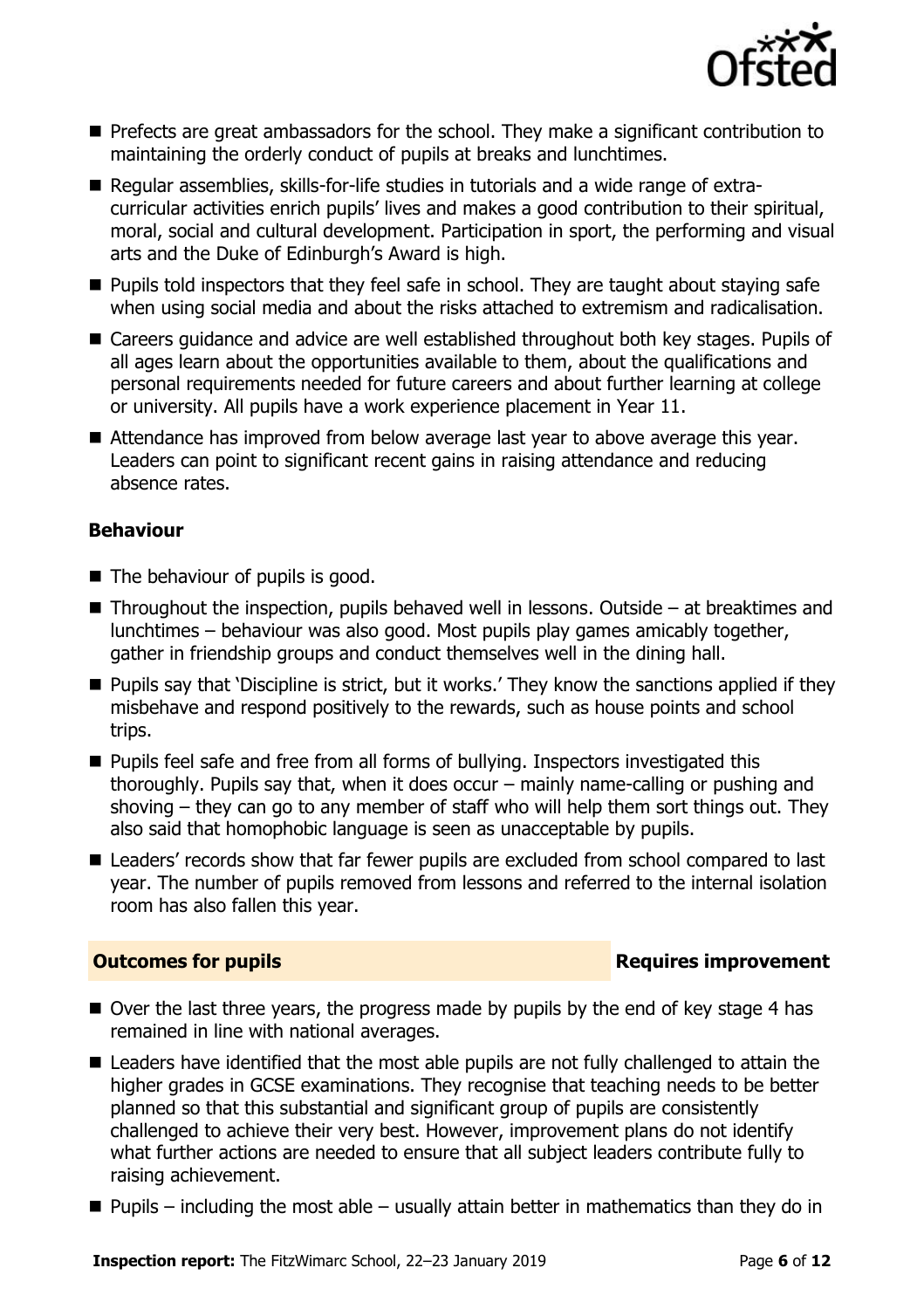- Prefects are great ambassadors for the school. They make a significant contribution to maintaining the orderly conduct of pupils at breaks and lunchtimes.
- Regular assemblies, skills-for-life studies in tutorials and a wide range of extra-curricular activities enrich pupils' lives and makes a good contribution to their spiritual, moral, social and cultural development. Participation in sport, the performing and visual arts and the Duke of Edinburgh's Award is high.
- Pupils told inspectors that they feel safe in school. They are taught about staying safe when using social media and about the risks attached to extremism and radicalisation.
- Careers guidance and advice are well established throughout both key stages. Pupils of all ages learn about the opportunities available to them, about the qualifications and personal requirements needed for future careers and about further learning at college or university. All pupils have a work experience placement in Year 11.
- Attendance has improved from below average last year to above average this year. Leaders can point to significant recent gains in raising attendance and reducing absence rates.

### Behaviour

- The behaviour of pupils is good.
- Throughout the inspection, pupils behaved well in lessons. Outside – at breaktimes and lunchtimes – behaviour was also good. Most pupils play games amicably together, gather in friendship groups and conduct themselves well in the dining hall.
- Pupils say that 'Discipline is strict, but it works.' They know the sanctions applied if they misbehave and respond positively to the rewards, such as house points and school trips.
- Pupils feel safe and free from all forms of bullying. Inspectors investigated this thoroughly. Pupils say that, when it does occur – mainly name-calling or pushing and shoving – they can go to any member of staff who will help them sort things out. They also said that homophobic language is seen as unacceptable by pupils.
- Leaders' records show that far fewer pupils are excluded from school compared to last year. The number of pupils removed from lessons and referred to the internal isolation room has also fallen this year.

## Outcomes for pupils — Requires improvement

- Over the last three years, the progress made by pupils by the end of key stage 4 has remained in line with national averages.
- Leaders have identified that the most able pupils are not fully challenged to attain the higher grades in GCSE examinations. They recognise that teaching needs to be better planned so that this substantial and significant group of pupils are consistently challenged to achieve their very best. However, improvement plans do not identify what further actions are needed to ensure that all subject leaders contribute fully to raising achievement.
- Pupils – including the most able – usually attain better in mathematics than they do in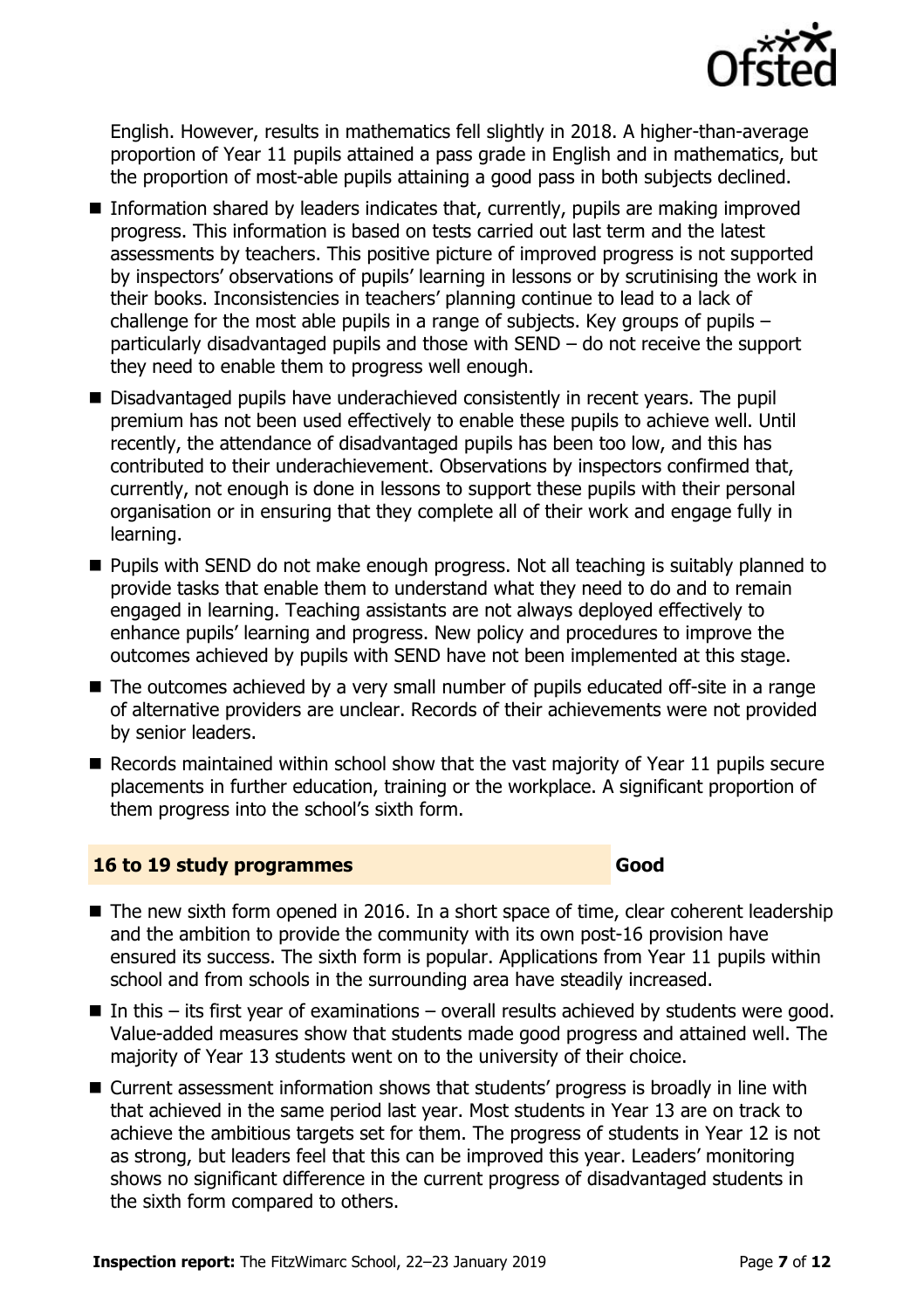English. However, results in mathematics fell slightly in 2018. A higher-than-average proportion of Year 11 pupils attained a pass grade in English and in mathematics, but the proportion of most-able pupils attaining a good pass in both subjects declined.

- Information shared by leaders indicates that, currently, pupils are making improved progress. This information is based on tests carried out last term and the latest assessments by teachers. This positive picture of improved progress is not supported by inspectors' observations of pupils' learning in lessons or by scrutinising the work in their books. Inconsistencies in teachers' planning continue to lead to a lack of challenge for the most able pupils in a range of subjects. Key groups of pupils – particularly disadvantaged pupils and those with SEND – do not receive the support they need to enable them to progress well enough.
- Disadvantaged pupils have underachieved consistently in recent years. The pupil premium has not been used effectively to enable these pupils to achieve well. Until recently, the attendance of disadvantaged pupils has been too low, and this has contributed to their underachievement. Observations by inspectors confirmed that, currently, not enough is done in lessons to support these pupils with their personal organisation or in ensuring that they complete all of their work and engage fully in learning.
- Pupils with SEND do not make enough progress. Not all teaching is suitably planned to provide tasks that enable them to understand what they need to do and to remain engaged in learning. Teaching assistants are not always deployed effectively to enhance pupils' learning and progress. New policy and procedures to improve the outcomes achieved by pupils with SEND have not been implemented at this stage.
- The outcomes achieved by a very small number of pupils educated off-site in a range of alternative providers are unclear. Records of their achievements were not provided by senior leaders.
- Records maintained within school show that the vast majority of Year 11 pupils secure placements in further education, training or the workplace. A significant proportion of them progress into the school's sixth form.

## 16 to 19 study programmes — Good

- The new sixth form opened in 2016. In a short space of time, clear coherent leadership and the ambition to provide the community with its own post-16 provision have ensured its success. The sixth form is popular. Applications from Year 11 pupils within school and from schools in the surrounding area have steadily increased.
- In this – its first year of examinations – overall results achieved by students were good. Value-added measures show that students made good progress and attained well. The majority of Year 13 students went on to the university of their choice.
- Current assessment information shows that students' progress is broadly in line with that achieved in the same period last year. Most students in Year 13 are on track to achieve the ambitious targets set for them. The progress of students in Year 12 is not as strong, but leaders feel that this can be improved this year. Leaders' monitoring shows no significant difference in the current progress of disadvantaged students in the sixth form compared to others.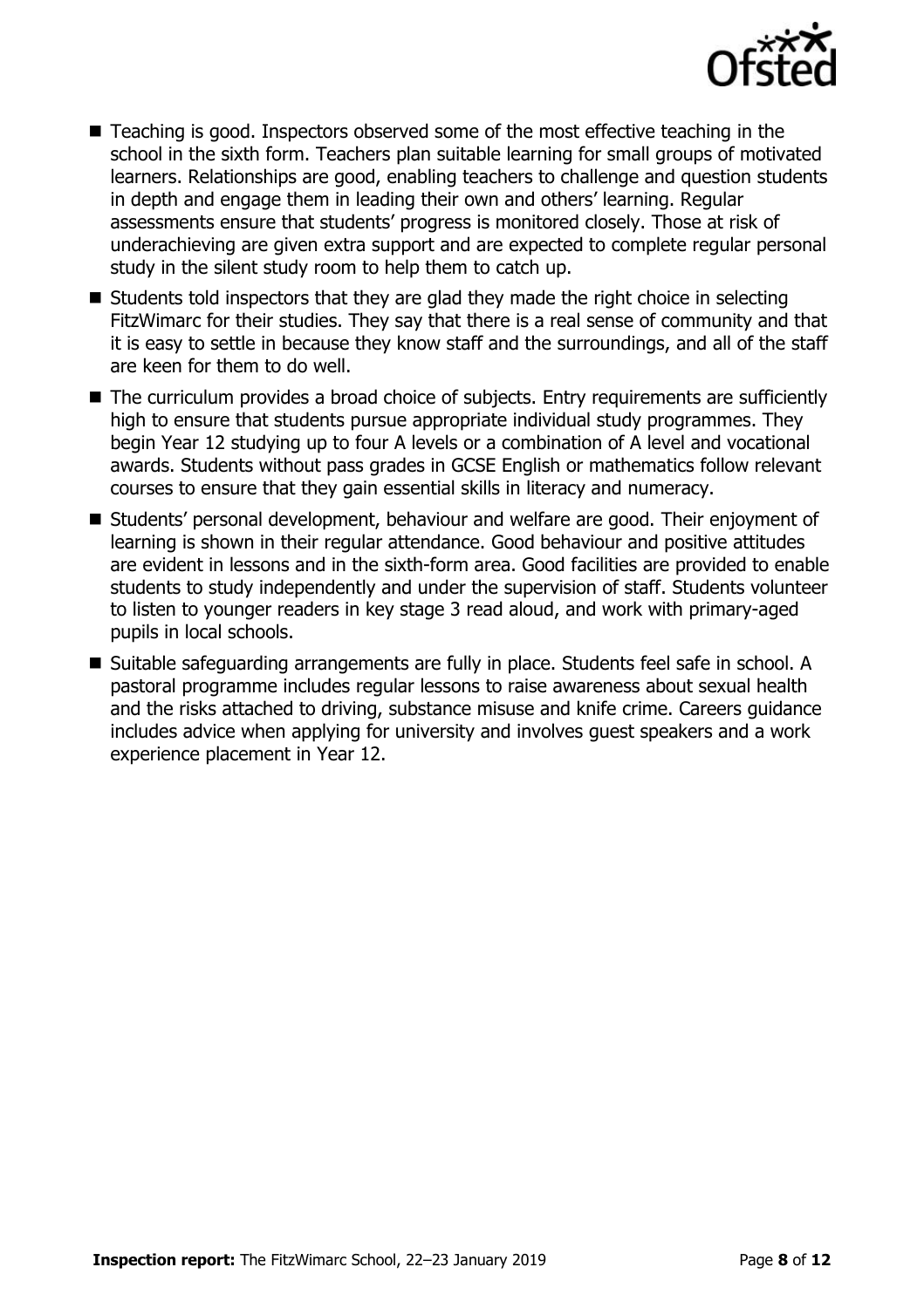- Teaching is good. Inspectors observed some of the most effective teaching in the school in the sixth form. Teachers plan suitable learning for small groups of motivated learners. Relationships are good, enabling teachers to challenge and question students in depth and engage them in leading their own and others' learning. Regular assessments ensure that students' progress is monitored closely. Those at risk of underachieving are given extra support and are expected to complete regular personal study in the silent study room to help them to catch up.
- Students told inspectors that they are glad they made the right choice in selecting FitzWimarc for their studies. They say that there is a real sense of community and that it is easy to settle in because they know staff and the surroundings, and all of the staff are keen for them to do well.
- The curriculum provides a broad choice of subjects. Entry requirements are sufficiently high to ensure that students pursue appropriate individual study programmes. They begin Year 12 studying up to four A levels or a combination of A level and vocational awards. Students without pass grades in GCSE English or mathematics follow relevant courses to ensure that they gain essential skills in literacy and numeracy.
- Students' personal development, behaviour and welfare are good. Their enjoyment of learning is shown in their regular attendance. Good behaviour and positive attitudes are evident in lessons and in the sixth-form area. Good facilities are provided to enable students to study independently and under the supervision of staff. Students volunteer to listen to younger readers in key stage 3 read aloud, and work with primary-aged pupils in local schools.
- Suitable safeguarding arrangements are fully in place. Students feel safe in school. A pastoral programme includes regular lessons to raise awareness about sexual health and the risks attached to driving, substance misuse and knife crime. Careers guidance includes advice when applying for university and involves guest speakers and a work experience placement in Year 12.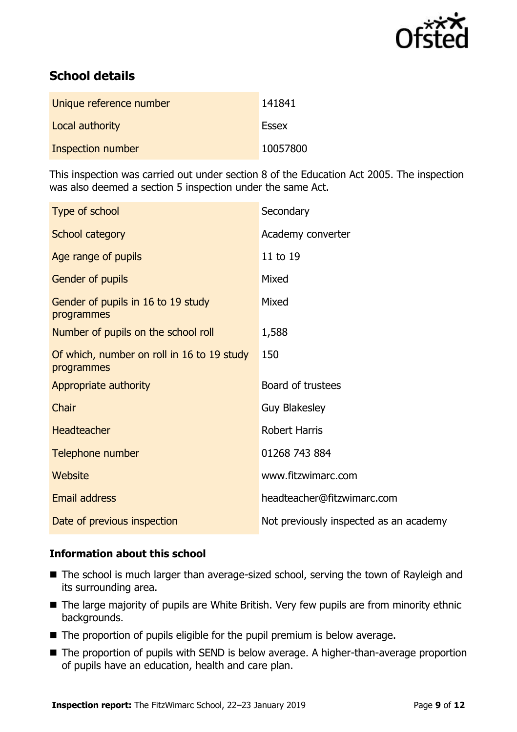## School details

| | |
|---|---|
| Unique reference number | 141841 |
| Local authority | Essex |
| Inspection number | 10057800 |

This inspection was carried out under section 8 of the Education Act 2005. The inspection was also deemed a section 5 inspection under the same Act.

| | |
|---|---|
| Type of school | Secondary |
| School category | Academy converter |
| Age range of pupils | 11 to 19 |
| Gender of pupils | Mixed |
| Gender of pupils in 16 to 19 study programmes | Mixed |
| Number of pupils on the school roll | 1,588 |
| Of which, number on roll in 16 to 19 study programmes | 150 |
| Appropriate authority | Board of trustees |
| Chair | Guy Blakesley |
| Headteacher | Robert Harris |
| Telephone number | 01268 743 884 |
| Website | www.fitzwimarc.com |
| Email address | headteacher@fitzwimarc.com |
| Date of previous inspection | Not previously inspected as an academy |

### Information about this school

- The school is much larger than average-sized school, serving the town of Rayleigh and its surrounding area.
- The large majority of pupils are White British. Very few pupils are from minority ethnic backgrounds.
- The proportion of pupils eligible for the pupil premium is below average.
- The proportion of pupils with SEND is below average. A higher-than-average proportion of pupils have an education, health and care plan.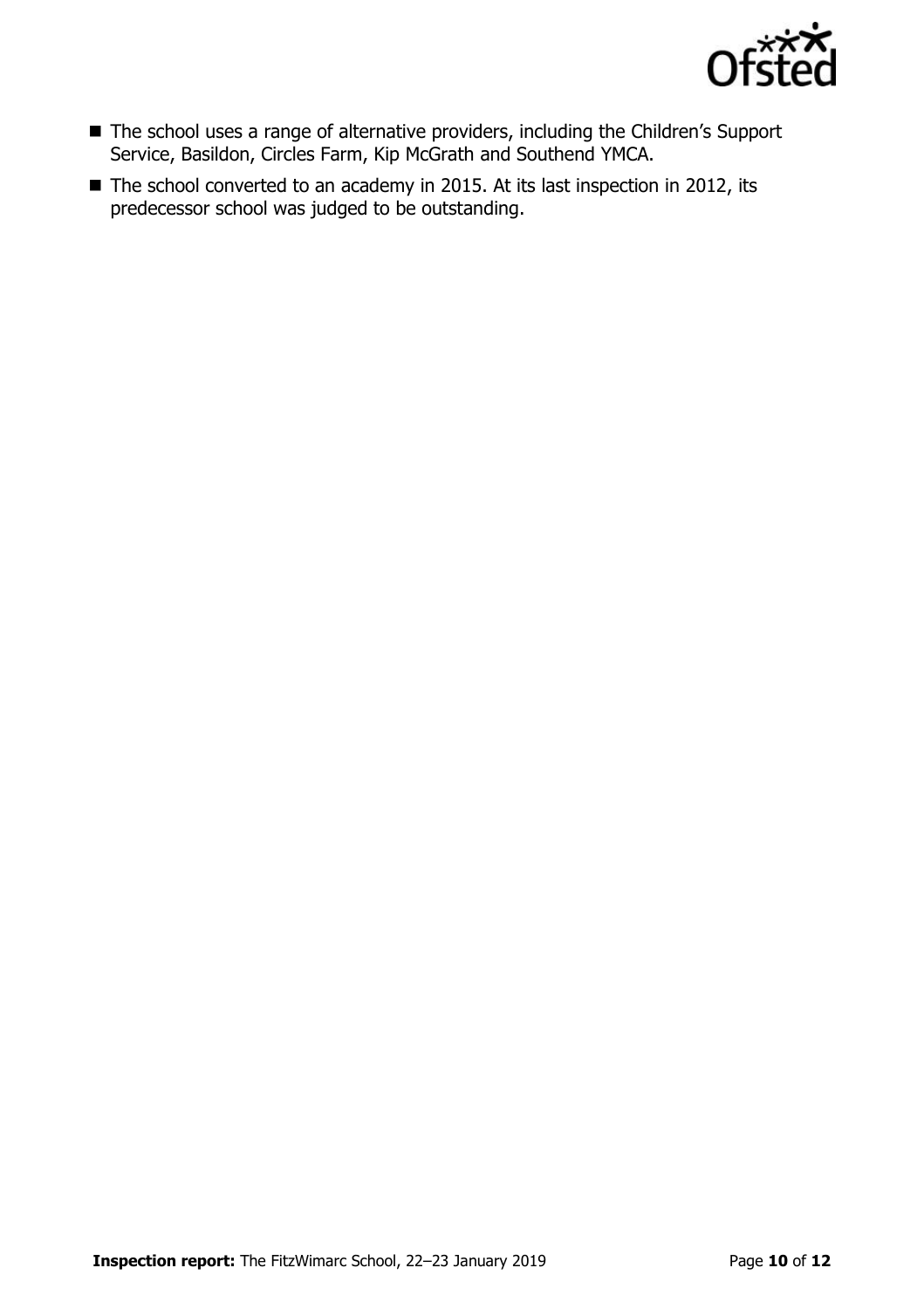- The school uses a range of alternative providers, including the Children's Support Service, Basildon, Circles Farm, Kip McGrath and Southend YMCA.
- The school converted to an academy in 2015. At its last inspection in 2012, its predecessor school was judged to be outstanding.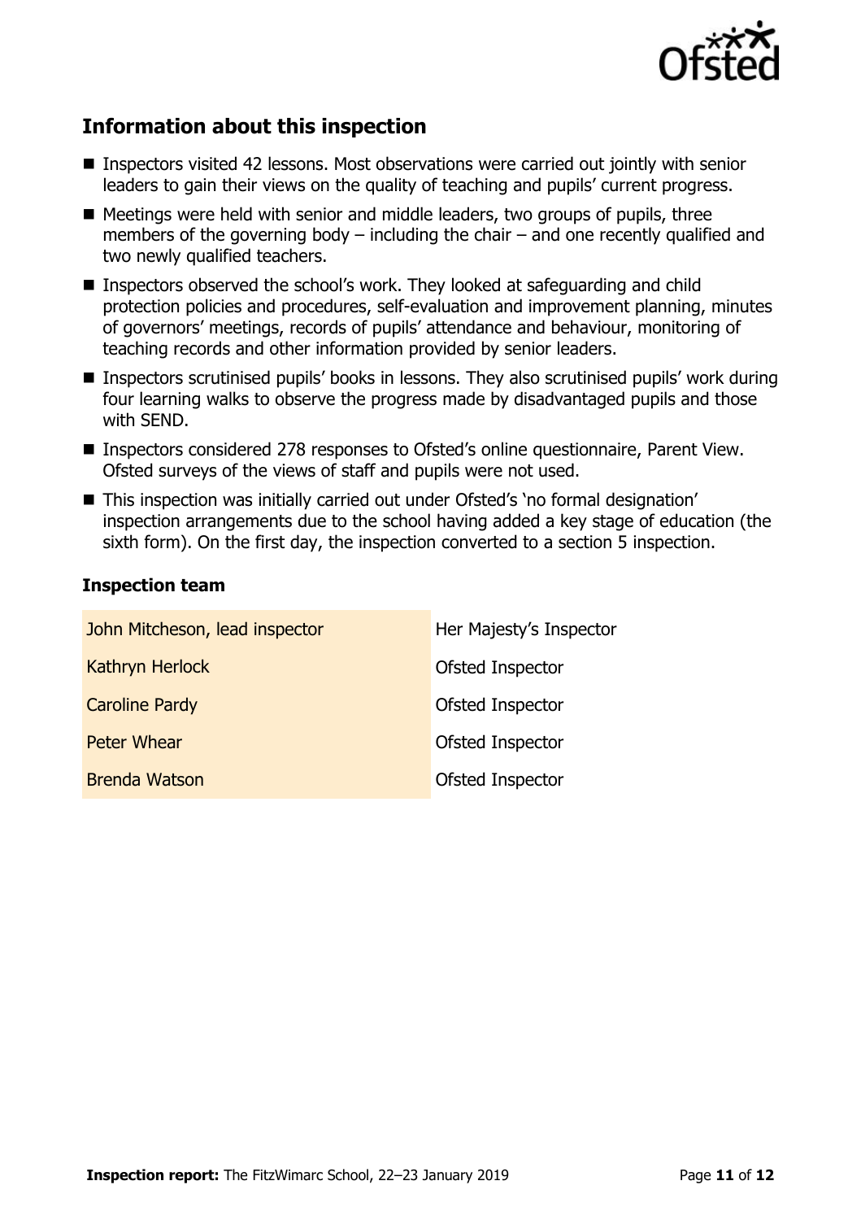## Information about this inspection

- Inspectors visited 42 lessons. Most observations were carried out jointly with senior leaders to gain their views on the quality of teaching and pupils' current progress.
- Meetings were held with senior and middle leaders, two groups of pupils, three members of the governing body – including the chair – and one recently qualified and two newly qualified teachers.
- Inspectors observed the school's work. They looked at safeguarding and child protection policies and procedures, self-evaluation and improvement planning, minutes of governors' meetings, records of pupils' attendance and behaviour, monitoring of teaching records and other information provided by senior leaders.
- Inspectors scrutinised pupils' books in lessons. They also scrutinised pupils' work during four learning walks to observe the progress made by disadvantaged pupils and those with SEND.
- Inspectors considered 278 responses to Ofsted's online questionnaire, Parent View. Ofsted surveys of the views of staff and pupils were not used.
- This inspection was initially carried out under Ofsted's 'no formal designation' inspection arrangements due to the school having added a key stage of education (the sixth form). On the first day, the inspection converted to a section 5 inspection.

### Inspection team

| | |
|---|---|
| John Mitcheson, lead inspector | Her Majesty's Inspector |
| Kathryn Herlock | Ofsted Inspector |
| Caroline Pardy | Ofsted Inspector |
| Peter Whear | Ofsted Inspector |
| Brenda Watson | Ofsted Inspector |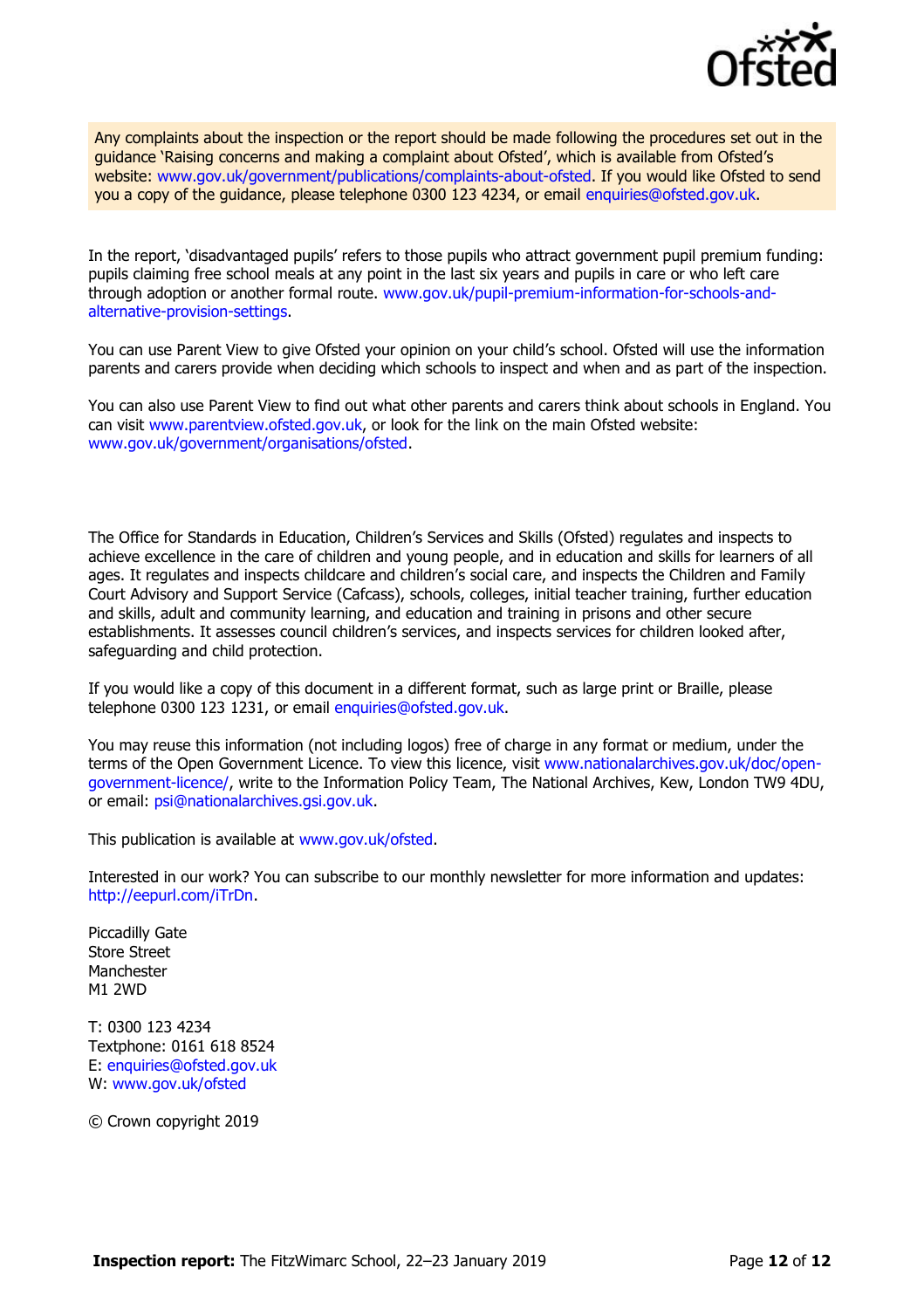Any complaints about the inspection or the report should be made following the procedures set out in the guidance 'Raising concerns and making a complaint about Ofsted', which is available from Ofsted's website: www.gov.uk/government/publications/complaints-about-ofsted. If you would like Ofsted to send you a copy of the guidance, please telephone 0300 123 4234, or email enquiries@ofsted.gov.uk.

In the report, 'disadvantaged pupils' refers to those pupils who attract government pupil premium funding: pupils claiming free school meals at any point in the last six years and pupils in care or who left care through adoption or another formal route. www.gov.uk/pupil-premium-information-for-schools-and-alternative-provision-settings.

You can use Parent View to give Ofsted your opinion on your child's school. Ofsted will use the information parents and carers provide when deciding which schools to inspect and when and as part of the inspection.

You can also use Parent View to find out what other parents and carers think about schools in England. You can visit www.parentview.ofsted.gov.uk, or look for the link on the main Ofsted website: www.gov.uk/government/organisations/ofsted.

The Office for Standards in Education, Children's Services and Skills (Ofsted) regulates and inspects to achieve excellence in the care of children and young people, and in education and skills for learners of all ages. It regulates and inspects childcare and children's social care, and inspects the Children and Family Court Advisory and Support Service (Cafcass), schools, colleges, initial teacher training, further education and skills, adult and community learning, and education and training in prisons and other secure establishments. It assesses council children's services, and inspects services for children looked after, safeguarding and child protection.

If you would like a copy of this document in a different format, such as large print or Braille, please telephone 0300 123 1231, or email enquiries@ofsted.gov.uk.

You may reuse this information (not including logos) free of charge in any format or medium, under the terms of the Open Government Licence. To view this licence, visit www.nationalarchives.gov.uk/doc/open-government-licence/, write to the Information Policy Team, The National Archives, Kew, London TW9 4DU, or email: psi@nationalarchives.gsi.gov.uk.

This publication is available at www.gov.uk/ofsted.

Interested in our work? You can subscribe to our monthly newsletter for more information and updates: http://eepurl.com/iTrDn.

Piccadilly Gate
Store Street
Manchester
M1 2WD

T: 0300 123 4234
Textphone: 0161 618 8524
E: enquiries@ofsted.gov.uk
W: www.gov.uk/ofsted

© Crown copyright 2019